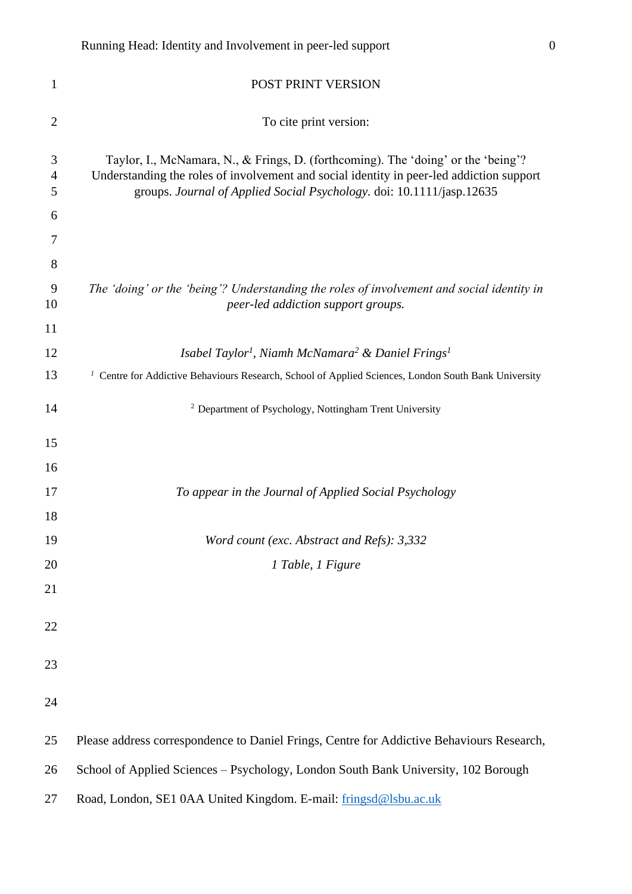POST PRINT VERSION

To cite print version:

Taylor, I., McNamara, N., & Frings, D. (forthcoming). The ‘doing’ or the ‘being’? Understanding the roles of involvement and social identity in peer-led addiction support groups. *Journal of Applied Social Psychology*. doi: 10.1111/jasp.12635

*The ‘doing’ or the ‘being’? Understanding the roles of involvement and social identity in peer-led addiction support groups.*

*Isabel Taylor[1], Niamh McNamara[2] & Daniel Frings[1]*

[1] Centre for Addictive Behaviours Research, School of Applied Sciences, London South Bank University

[2] Department of Psychology, Nottingham Trent University

*To appear in the Journal of Applied Social Psychology*

*Word count (exc. Abstract and Refs): 3,332*

*1 Table, 1 Figure*

Please address correspondence to Daniel Frings, Centre for Addictive Behaviours Research, School of Applied Sciences – Psychology, London South Bank University, 102 Borough Road, London, SE1 0AA United Kingdom. E-mail: fringsd@lsbu.ac.uk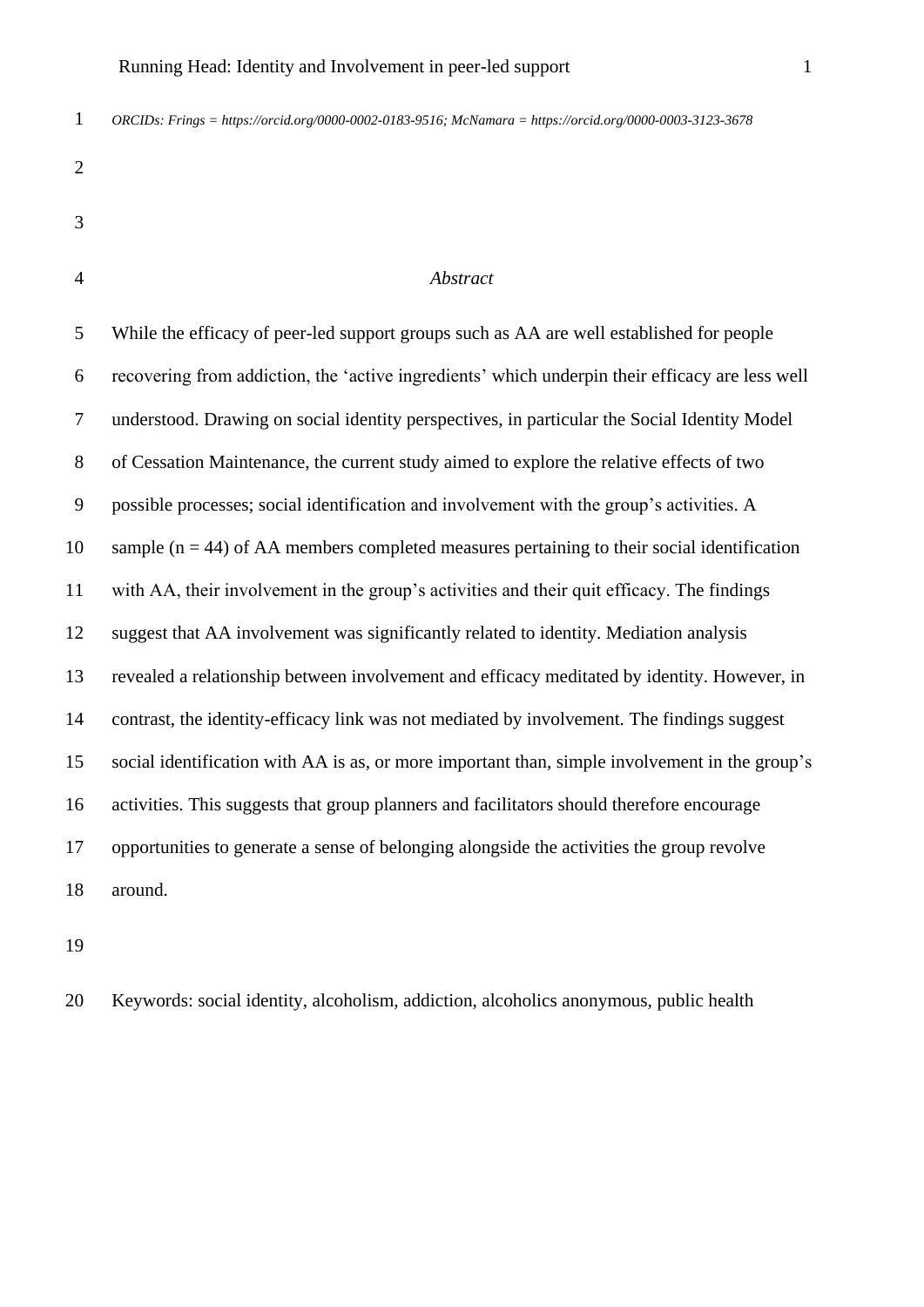*ORCIDs: Frings = https://orcid.org/0000-0002-0183-9516; McNamara = https://orcid.org/0000-0003-3123-3678*

## *Abstract*

While the efficacy of peer-led support groups such as AA are well established for people recovering from addiction, the 'active ingredients' which underpin their efficacy are less well understood. Drawing on social identity perspectives, in particular the Social Identity Model of Cessation Maintenance, the current study aimed to explore the relative effects of two possible processes; social identification and involvement with the group's activities. A sample (n = 44) of AA members completed measures pertaining to their social identification with AA, their involvement in the group's activities and their quit efficacy. The findings suggest that AA involvement was significantly related to identity. Mediation analysis revealed a relationship between involvement and efficacy meditated by identity. However, in contrast, the identity-efficacy link was not mediated by involvement. The findings suggest social identification with AA is as, or more important than, simple involvement in the group's activities. This suggests that group planners and facilitators should therefore encourage opportunities to generate a sense of belonging alongside the activities the group revolve around.

Keywords: social identity, alcoholism, addiction, alcoholics anonymous, public health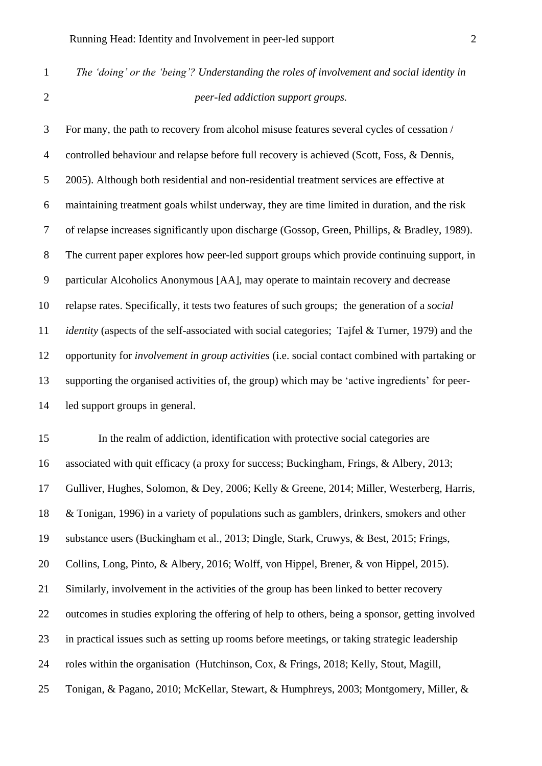*The 'doing' or the 'being'? Understanding the roles of involvement and social identity in peer-led addiction support groups.*

For many, the path to recovery from alcohol misuse features several cycles of cessation / controlled behaviour and relapse before full recovery is achieved (Scott, Foss, & Dennis, 2005). Although both residential and non-residential treatment services are effective at maintaining treatment goals whilst underway, they are time limited in duration, and the risk of relapse increases significantly upon discharge (Gossop, Green, Phillips, & Bradley, 1989). The current paper explores how peer-led support groups which provide continuing support, in particular Alcoholics Anonymous [AA], may operate to maintain recovery and decrease relapse rates. Specifically, it tests two features of such groups; the generation of a *social identity* (aspects of the self-associated with social categories; Tajfel & Turner, 1979) and the opportunity for *involvement in group activities* (i.e. social contact combined with partaking or supporting the organised activities of, the group) which may be 'active ingredients' for peer-led support groups in general.

In the realm of addiction, identification with protective social categories are associated with quit efficacy (a proxy for success; Buckingham, Frings, & Albery, 2013; Gulliver, Hughes, Solomon, & Dey, 2006; Kelly & Greene, 2014; Miller, Westerberg, Harris, & Tonigan, 1996) in a variety of populations such as gamblers, drinkers, smokers and other substance users (Buckingham et al., 2013; Dingle, Stark, Cruwys, & Best, 2015; Frings, Collins, Long, Pinto, & Albery, 2016; Wolff, von Hippel, Brener, & von Hippel, 2015). Similarly, involvement in the activities of the group has been linked to better recovery outcomes in studies exploring the offering of help to others, being a sponsor, getting involved in practical issues such as setting up rooms before meetings, or taking strategic leadership roles within the organisation (Hutchinson, Cox, & Frings, 2018; Kelly, Stout, Magill, Tonigan, & Pagano, 2010; McKellar, Stewart, & Humphreys, 2003; Montgomery, Miller, &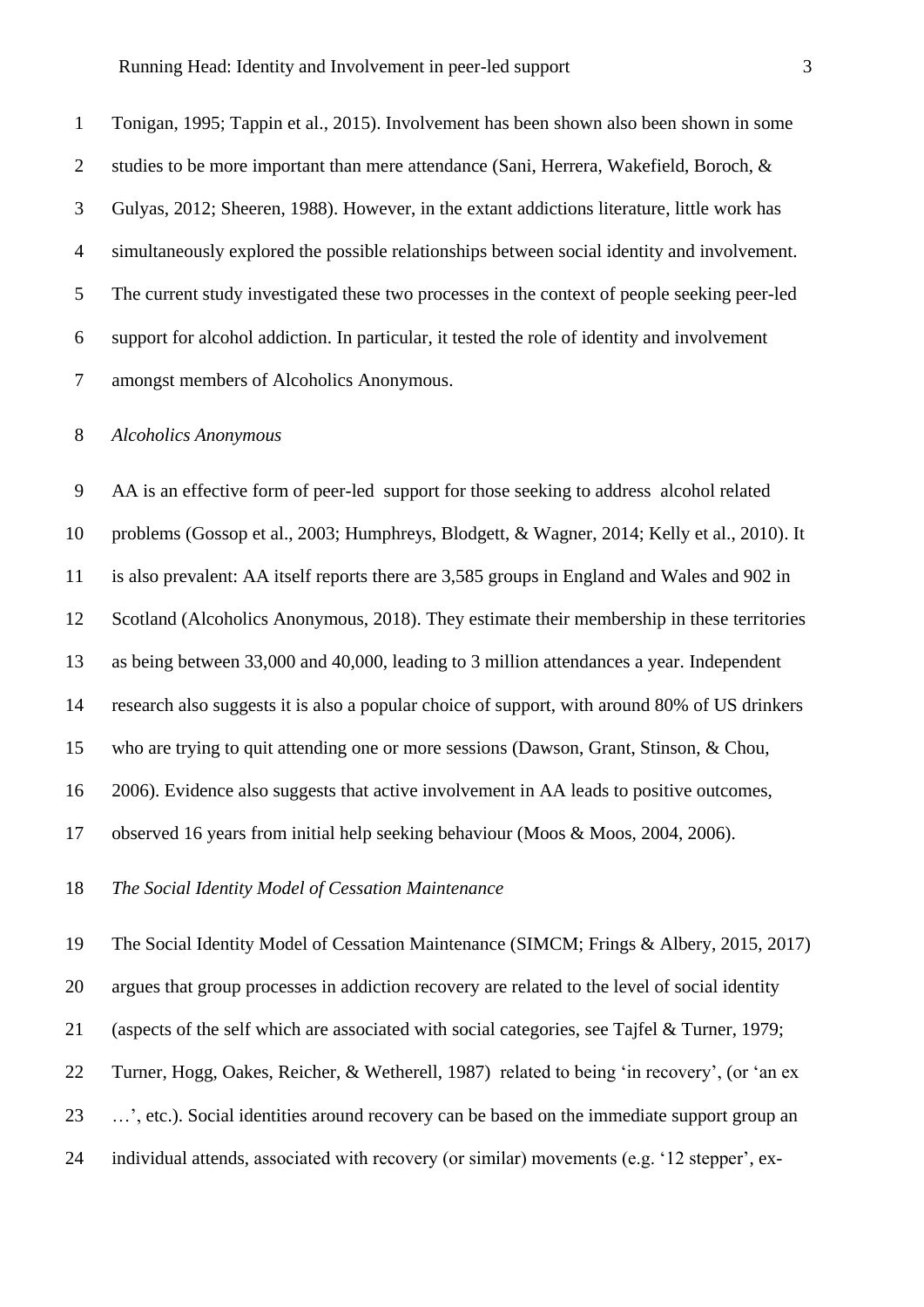Tonigan, 1995; Tappin et al., 2015). Involvement has been shown also been shown in some studies to be more important than mere attendance (Sani, Herrera, Wakefield, Boroch, & Gulyas, 2012; Sheeren, 1988). However, in the extant addictions literature, little work has simultaneously explored the possible relationships between social identity and involvement. The current study investigated these two processes in the context of people seeking peer-led support for alcohol addiction. In particular, it tested the role of identity and involvement amongst members of Alcoholics Anonymous.

### *Alcoholics Anonymous*

AA is an effective form of peer-led support for those seeking to address alcohol related problems (Gossop et al., 2003; Humphreys, Blodgett, & Wagner, 2014; Kelly et al., 2010). It is also prevalent: AA itself reports there are 3,585 groups in England and Wales and 902 in Scotland (Alcoholics Anonymous, 2018). They estimate their membership in these territories as being between 33,000 and 40,000, leading to 3 million attendances a year. Independent research also suggests it is also a popular choice of support, with around 80% of US drinkers who are trying to quit attending one or more sessions (Dawson, Grant, Stinson, & Chou, 2006). Evidence also suggests that active involvement in AA leads to positive outcomes, observed 16 years from initial help seeking behaviour (Moos & Moos, 2004, 2006).

### *The Social Identity Model of Cessation Maintenance*

The Social Identity Model of Cessation Maintenance (SIMCM; Frings & Albery, 2015, 2017) argues that group processes in addiction recovery are related to the level of social identity (aspects of the self which are associated with social categories, see Tajfel & Turner, 1979; Turner, Hogg, Oakes, Reicher, & Wetherell, 1987) related to being 'in recovery', (or 'an ex …', etc.). Social identities around recovery can be based on the immediate support group an individual attends, associated with recovery (or similar) movements (e.g. '12 stepper', ex-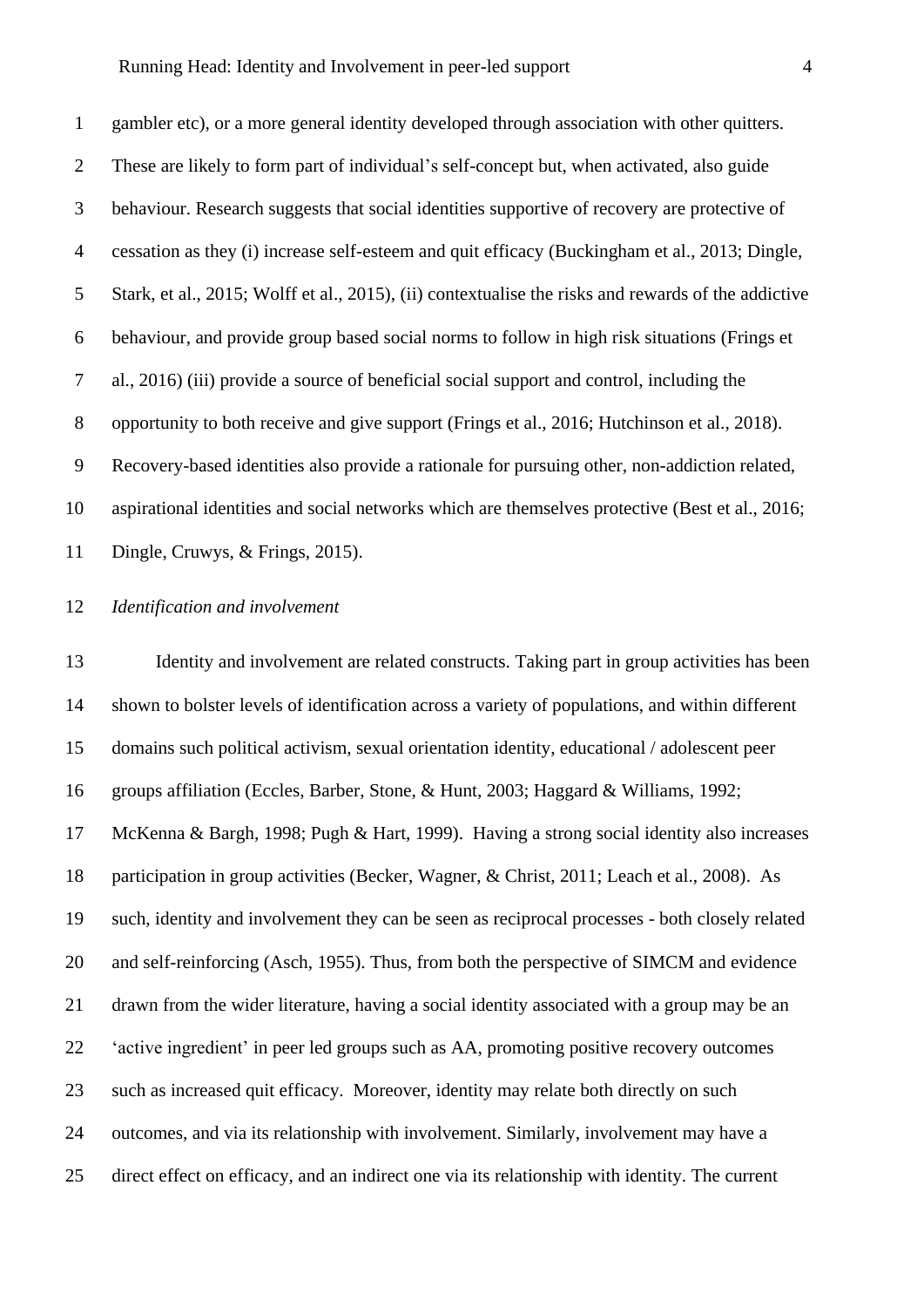gambler etc), or a more general identity developed through association with other quitters. These are likely to form part of individual's self-concept but, when activated, also guide behaviour. Research suggests that social identities supportive of recovery are protective of cessation as they (i) increase self-esteem and quit efficacy (Buckingham et al., 2013; Dingle, Stark, et al., 2015; Wolff et al., 2015), (ii) contextualise the risks and rewards of the addictive behaviour, and provide group based social norms to follow in high risk situations (Frings et al., 2016) (iii) provide a source of beneficial social support and control, including the opportunity to both receive and give support (Frings et al., 2016; Hutchinson et al., 2018). Recovery-based identities also provide a rationale for pursuing other, non-addiction related, aspirational identities and social networks which are themselves protective (Best et al., 2016; Dingle, Cruwys, & Frings, 2015).

*Identification and involvement*

Identity and involvement are related constructs. Taking part in group activities has been shown to bolster levels of identification across a variety of populations, and within different domains such political activism, sexual orientation identity, educational / adolescent peer groups affiliation (Eccles, Barber, Stone, & Hunt, 2003; Haggard & Williams, 1992; McKenna & Bargh, 1998; Pugh & Hart, 1999). Having a strong social identity also increases participation in group activities (Becker, Wagner, & Christ, 2011; Leach et al., 2008). As such, identity and involvement they can be seen as reciprocal processes - both closely related and self-reinforcing (Asch, 1955). Thus, from both the perspective of SIMCM and evidence drawn from the wider literature, having a social identity associated with a group may be an 'active ingredient' in peer led groups such as AA, promoting positive recovery outcomes such as increased quit efficacy. Moreover, identity may relate both directly on such outcomes, and via its relationship with involvement. Similarly, involvement may have a direct effect on efficacy, and an indirect one via its relationship with identity. The current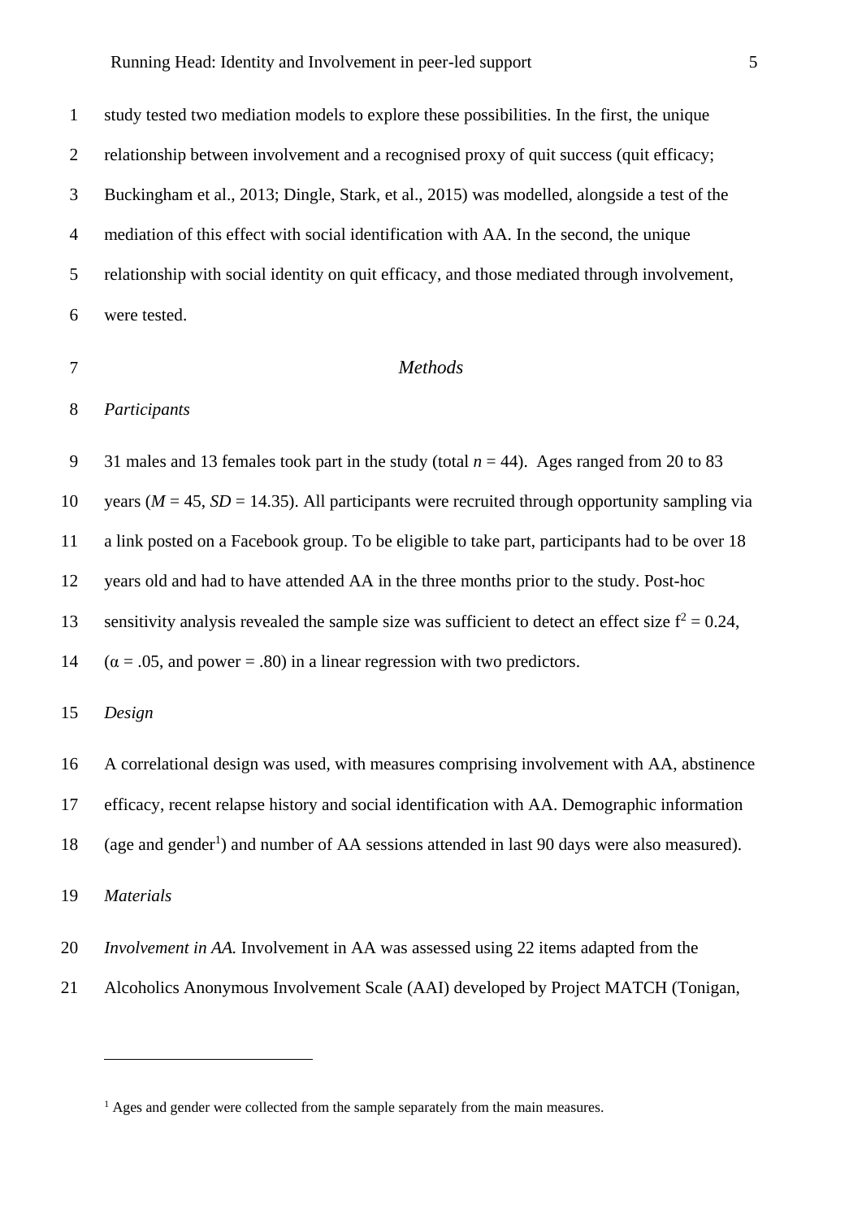study tested two mediation models to explore these possibilities. In the first, the unique relationship between involvement and a recognised proxy of quit success (quit efficacy; Buckingham et al., 2013; Dingle, Stark, et al., 2015) was modelled, alongside a test of the mediation of this effect with social identification with AA. In the second, the unique relationship with social identity on quit efficacy, and those mediated through involvement, were tested.

## *Methods*

### *Participants*

31 males and 13 females took part in the study (total *n* = 44). Ages ranged from 20 to 83 years (*M* = 45, *SD* = 14.35). All participants were recruited through opportunity sampling via a link posted on a Facebook group. To be eligible to take part, participants had to be over 18 years old and had to have attended AA in the three months prior to the study. Post-hoc sensitivity analysis revealed the sample size was sufficient to detect an effect size $f^2 = 0.24$, ($\alpha = .05$, and power = .80) in a linear regression with two predictors.

### *Design*

A correlational design was used, with measures comprising involvement with AA, abstinence efficacy, recent relapse history and social identification with AA. Demographic information (age and gender[1]) and number of AA sessions attended in last 90 days were also measured).

### *Materials*

*Involvement in AA.* Involvement in AA was assessed using 22 items adapted from the Alcoholics Anonymous Involvement Scale (AAI) developed by Project MATCH (Tonigan,

[1] Ages and gender were collected from the sample separately from the main measures.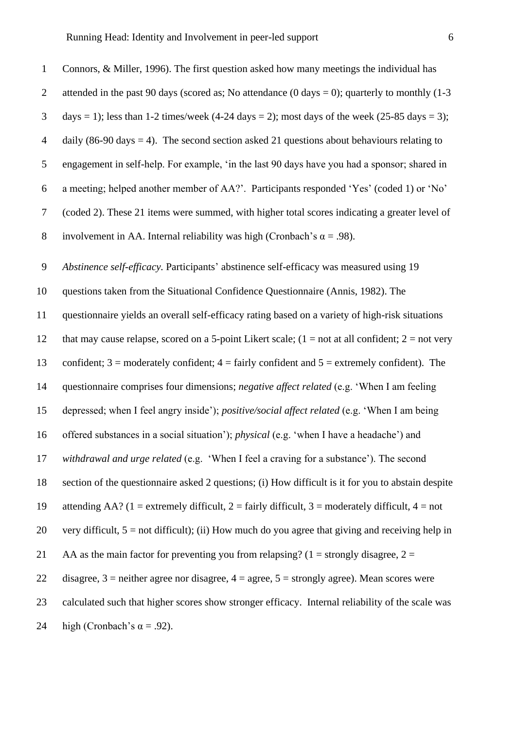Connors, & Miller, 1996). The first question asked how many meetings the individual has attended in the past 90 days (scored as; No attendance (0 days = 0); quarterly to monthly (1-3 days = 1); less than 1-2 times/week (4-24 days = 2); most days of the week (25-85 days = 3); daily (86-90 days = 4). The second section asked 21 questions about behaviours relating to engagement in self-help. For example, 'in the last 90 days have you had a sponsor; shared in a meeting; helped another member of AA?'. Participants responded 'Yes' (coded 1) or 'No' (coded 2). These 21 items were summed, with higher total scores indicating a greater level of involvement in AA. Internal reliability was high (Cronbach's α = .98).

*Abstinence self-efficacy.* Participants' abstinence self-efficacy was measured using 19 questions taken from the Situational Confidence Questionnaire (Annis, 1982). The questionnaire yields an overall self-efficacy rating based on a variety of high-risk situations that may cause relapse, scored on a 5-point Likert scale; (1 = not at all confident; 2 = not very confident; 3 = moderately confident; 4 = fairly confident and 5 = extremely confident). The questionnaire comprises four dimensions; *negative affect related* (e.g. 'When I am feeling depressed; when I feel angry inside'); *positive/social affect related* (e.g. 'When I am being offered substances in a social situation'); *physical* (e.g. 'when I have a headache') and *withdrawal and urge related* (e.g. 'When I feel a craving for a substance'). The second section of the questionnaire asked 2 questions; (i) How difficult is it for you to abstain despite attending AA? (1 = extremely difficult, 2 = fairly difficult, 3 = moderately difficult, 4 = not very difficult, 5 = not difficult); (ii) How much do you agree that giving and receiving help in AA as the main factor for preventing you from relapsing? (1 = strongly disagree, 2 = disagree, 3 = neither agree nor disagree, 4 = agree, 5 = strongly agree). Mean scores were calculated such that higher scores show stronger efficacy. Internal reliability of the scale was high (Cronbach's α = .92).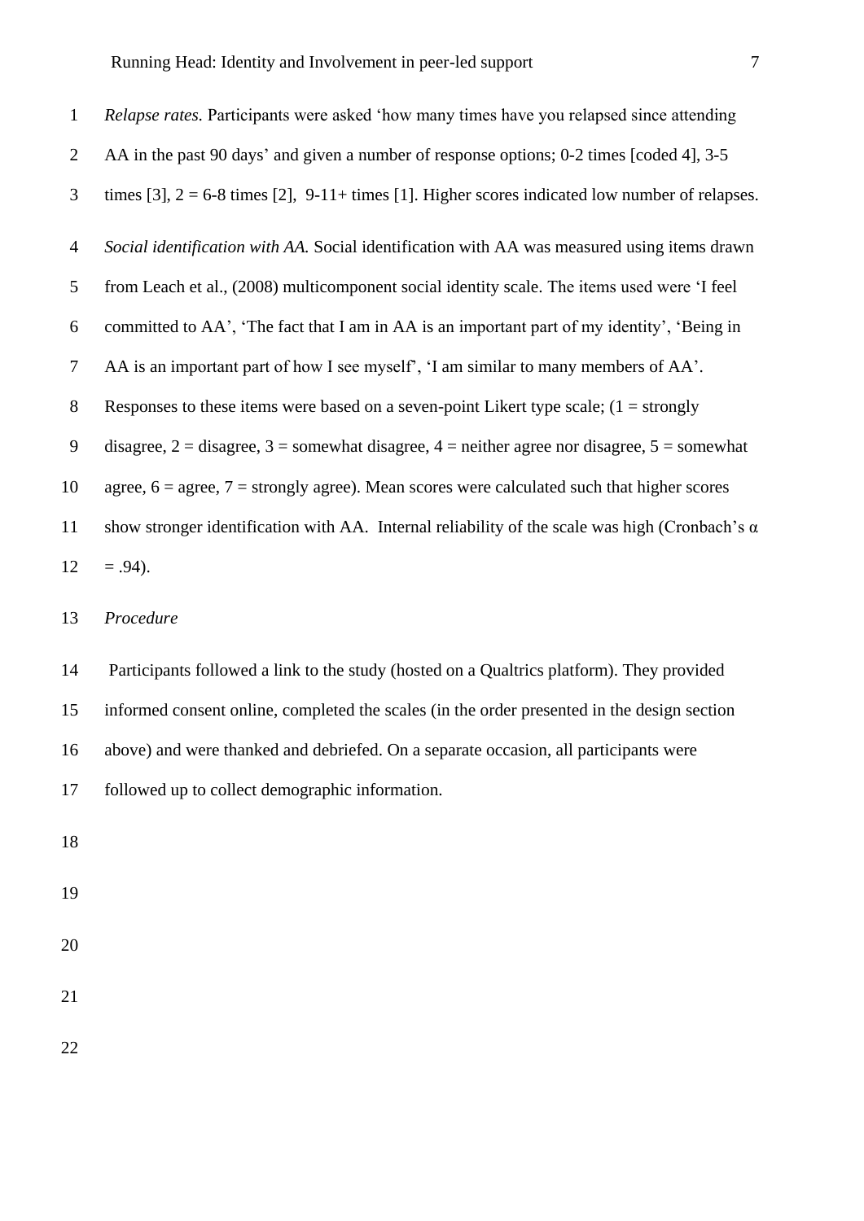*Relapse rates.* Participants were asked 'how many times have you relapsed since attending AA in the past 90 days' and given a number of response options; 0-2 times [coded 4], 3-5 times [3], 2 = 6-8 times [2], 9-11+ times [1]. Higher scores indicated low number of relapses.

*Social identification with AA.* Social identification with AA was measured using items drawn from Leach et al., (2008) multicomponent social identity scale. The items used were 'I feel committed to AA', 'The fact that I am in AA is an important part of my identity', 'Being in AA is an important part of how I see myself', 'I am similar to many members of AA'. Responses to these items were based on a seven-point Likert type scale; (1 = strongly disagree, 2 = disagree, 3 = somewhat disagree, 4 = neither agree nor disagree, 5 = somewhat agree, 6 = agree, 7 = strongly agree). Mean scores were calculated such that higher scores show stronger identification with AA. Internal reliability of the scale was high (Cronbach's $\alpha = .94$).

*Procedure*

Participants followed a link to the study (hosted on a Qualtrics platform). They provided informed consent online, completed the scales (in the order presented in the design section above) and were thanked and debriefed. On a separate occasion, all participants were followed up to collect demographic information.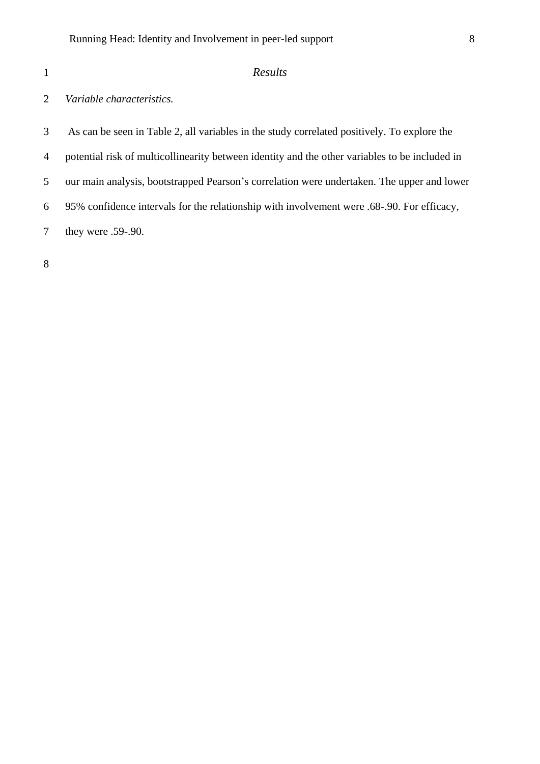# *Results*

### *Variable characteristics.*

As can be seen in Table 2, all variables in the study correlated positively. To explore the potential risk of multicollinearity between identity and the other variables to be included in our main analysis, bootstrapped Pearson’s correlation were undertaken. The upper and lower 95% confidence intervals for the relationship with involvement were .68-.90. For efficacy, they were .59-.90.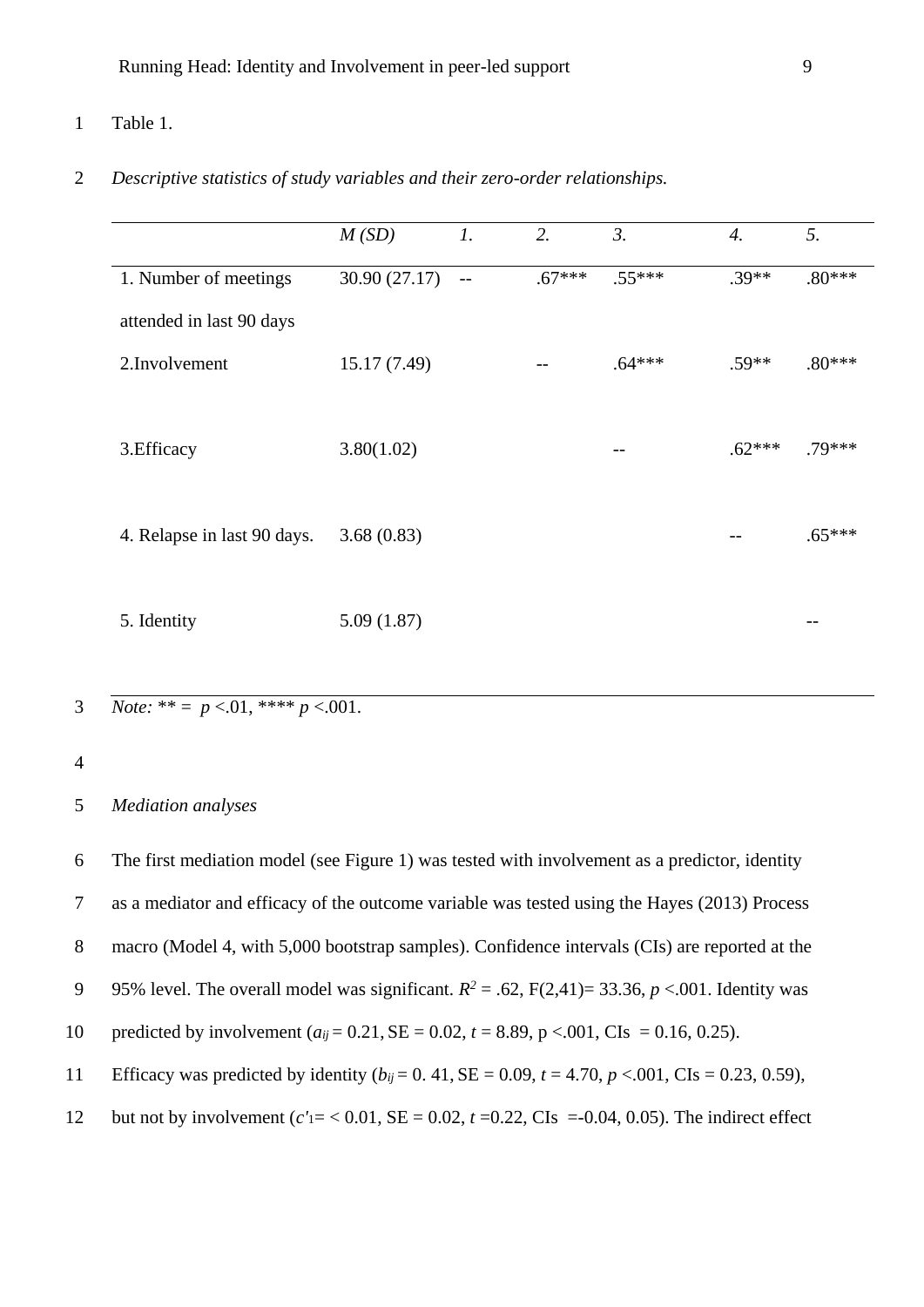Table 1.

*Descriptive statistics of study variables and their zero-order relationships.*

| | *M (SD)* | *1.* | *2.* | *3.* | *4.* | *5.* |
|---|---|---|---|---|---|---|
| 1. Number of meetings attended in last 90 days | 30.90 (27.17) | -- | .67*** | .55*** | .39** | .80*** |
| 2.Involvement | 15.17 (7.49) | | -- | .64*** | .59** | .80*** |
| 3.Efficacy | 3.80(1.02) | | | -- | .62*** | .79*** |
| 4. Relapse in last 90 days. | 3.68 (0.83) | | | | -- | .65*** |
| 5. Identity | 5.09 (1.87) | | | | | -- |

*Note:* ** = $p$ <.01, **** $p$ <.001.

*Mediation analyses*

The first mediation model (see Figure 1) was tested with involvement as a predictor, identity as a mediator and efficacy of the outcome variable was tested using the Hayes (2013) Process macro (Model 4, with 5,000 bootstrap samples). Confidence intervals (CIs) are reported at the 95% level. The overall model was significant. $R^2$ = .62, $F(2,41)$= 33.36, $p$ <.001. Identity was predicted by involvement ($a_{ij}$ = 0.21, SE = 0.02, $t$ = 8.89, p <.001, CIs = 0.16, 0.25). Efficacy was predicted by identity ($b_{ij}$ = 0. 41, SE = 0.09, $t$ = 4.70, $p$ <.001, CIs = 0.23, 0.59), but not by involvement ($c'_1$= < 0.01, SE = 0.02, $t$ =0.22, CIs =-0.04, 0.05). The indirect effect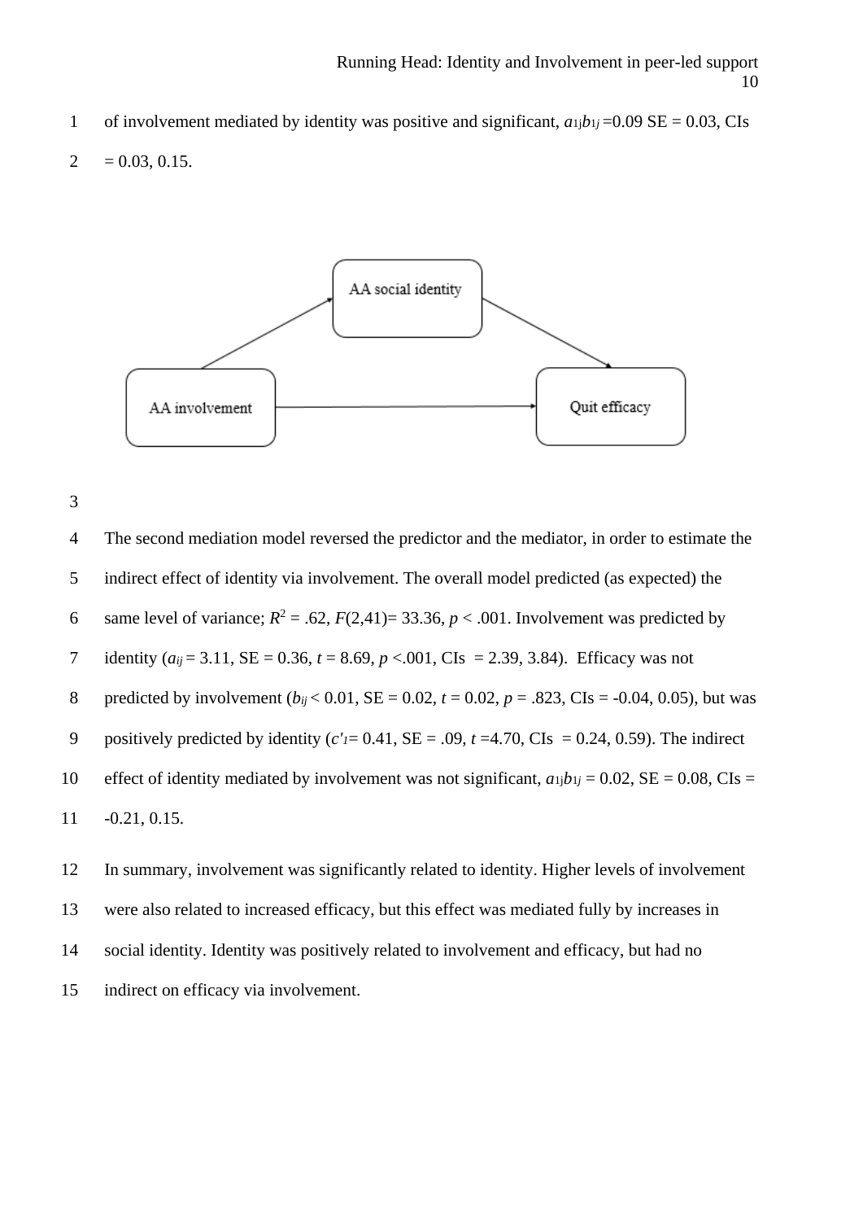of involvement mediated by identity was positive and significant, $a_{1j}b_{1j}$ =0.09 SE = 0.03, CIs = 0.03, 0.15.

The second mediation model reversed the predictor and the mediator, in order to estimate the indirect effect of identity via involvement. The overall model predicted (as expected) the same level of variance; $R^2$ = .62, $F$(2,41)= 33.36, $p$ < .001. Involvement was predicted by identity ($a_{ij}$ = 3.11, SE = 0.36, $t$ = 8.69, $p$ <.001, CIs = 2.39, 3.84). Efficacy was not predicted by involvement ($b_{ij}$ < 0.01, SE = 0.02, $t$ = 0.02, $p$ = .823, CIs = -0.04, 0.05), but was positively predicted by identity ($c'_1$= 0.41, SE = .09, $t$ =4.70, CIs = 0.24, 0.59). The indirect effect of identity mediated by involvement was not significant, $a_{1j}b_{1j}$ = 0.02, SE = 0.08, CIs = -0.21, 0.15.

In summary, involvement was significantly related to identity. Higher levels of involvement were also related to increased efficacy, but this effect was mediated fully by increases in social identity. Identity was positively related to involvement and efficacy, but had no indirect on efficacy via involvement.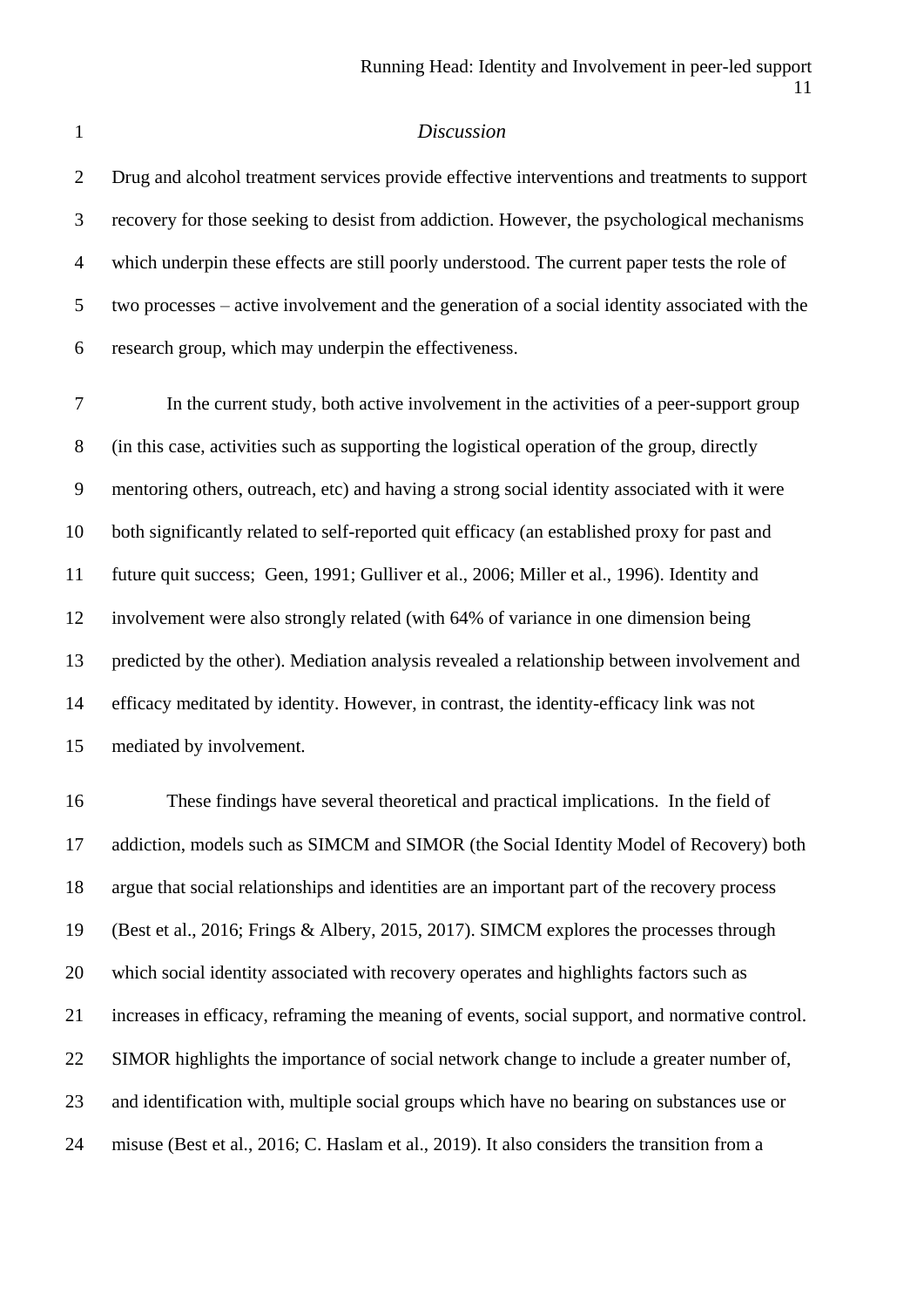*Discussion*

Drug and alcohol treatment services provide effective interventions and treatments to support recovery for those seeking to desist from addiction. However, the psychological mechanisms which underpin these effects are still poorly understood. The current paper tests the role of two processes – active involvement and the generation of a social identity associated with the research group, which may underpin the effectiveness.

In the current study, both active involvement in the activities of a peer-support group (in this case, activities such as supporting the logistical operation of the group, directly mentoring others, outreach, etc) and having a strong social identity associated with it were both significantly related to self-reported quit efficacy (an established proxy for past and future quit success; Geen, 1991; Gulliver et al., 2006; Miller et al., 1996). Identity and involvement were also strongly related (with 64% of variance in one dimension being predicted by the other). Mediation analysis revealed a relationship between involvement and efficacy meditated by identity. However, in contrast, the identity-efficacy link was not mediated by involvement.

These findings have several theoretical and practical implications. In the field of addiction, models such as SIMCM and SIMOR (the Social Identity Model of Recovery) both argue that social relationships and identities are an important part of the recovery process (Best et al., 2016; Frings & Albery, 2015, 2017). SIMCM explores the processes through which social identity associated with recovery operates and highlights factors such as increases in efficacy, reframing the meaning of events, social support, and normative control. SIMOR highlights the importance of social network change to include a greater number of, and identification with, multiple social groups which have no bearing on substances use or misuse (Best et al., 2016; C. Haslam et al., 2019). It also considers the transition from a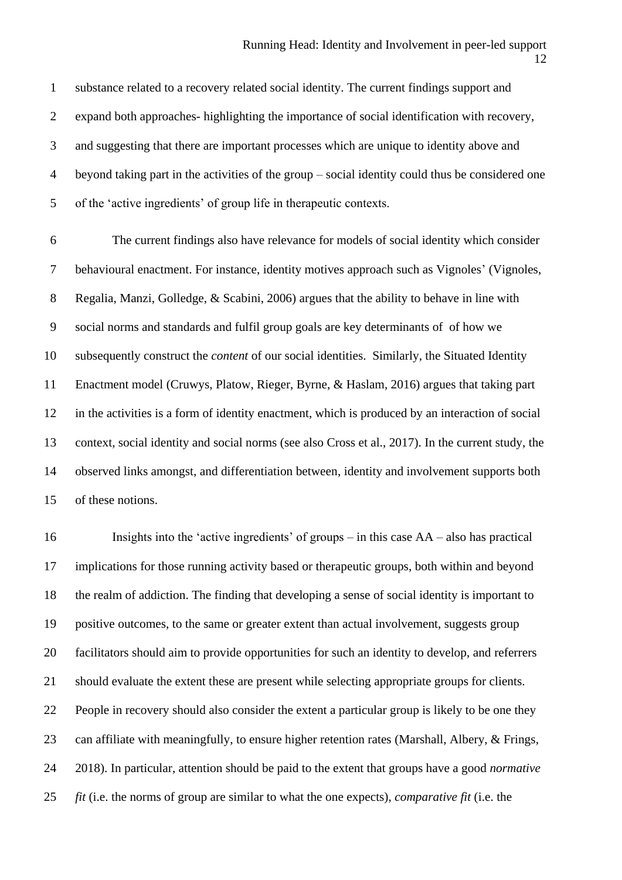substance related to a recovery related social identity. The current findings support and expand both approaches- highlighting the importance of social identification with recovery, and suggesting that there are important processes which are unique to identity above and beyond taking part in the activities of the group – social identity could thus be considered one of the 'active ingredients' of group life in therapeutic contexts.

The current findings also have relevance for models of social identity which consider behavioural enactment. For instance, identity motives approach such as Vignoles' (Vignoles, Regalia, Manzi, Golledge, & Scabini, 2006) argues that the ability to behave in line with social norms and standards and fulfil group goals are key determinants of of how we subsequently construct the *content* of our social identities. Similarly, the Situated Identity Enactment model (Cruwys, Platow, Rieger, Byrne, & Haslam, 2016) argues that taking part in the activities is a form of identity enactment, which is produced by an interaction of social context, social identity and social norms (see also Cross et al., 2017). In the current study, the observed links amongst, and differentiation between, identity and involvement supports both of these notions.

Insights into the 'active ingredients' of groups – in this case AA – also has practical implications for those running activity based or therapeutic groups, both within and beyond the realm of addiction. The finding that developing a sense of social identity is important to positive outcomes, to the same or greater extent than actual involvement, suggests group facilitators should aim to provide opportunities for such an identity to develop, and referrers should evaluate the extent these are present while selecting appropriate groups for clients. People in recovery should also consider the extent a particular group is likely to be one they can affiliate with meaningfully, to ensure higher retention rates (Marshall, Albery, & Frings, 2018). In particular, attention should be paid to the extent that groups have a good *normative fit* (i.e. the norms of group are similar to what the one expects), *comparative fit* (i.e. the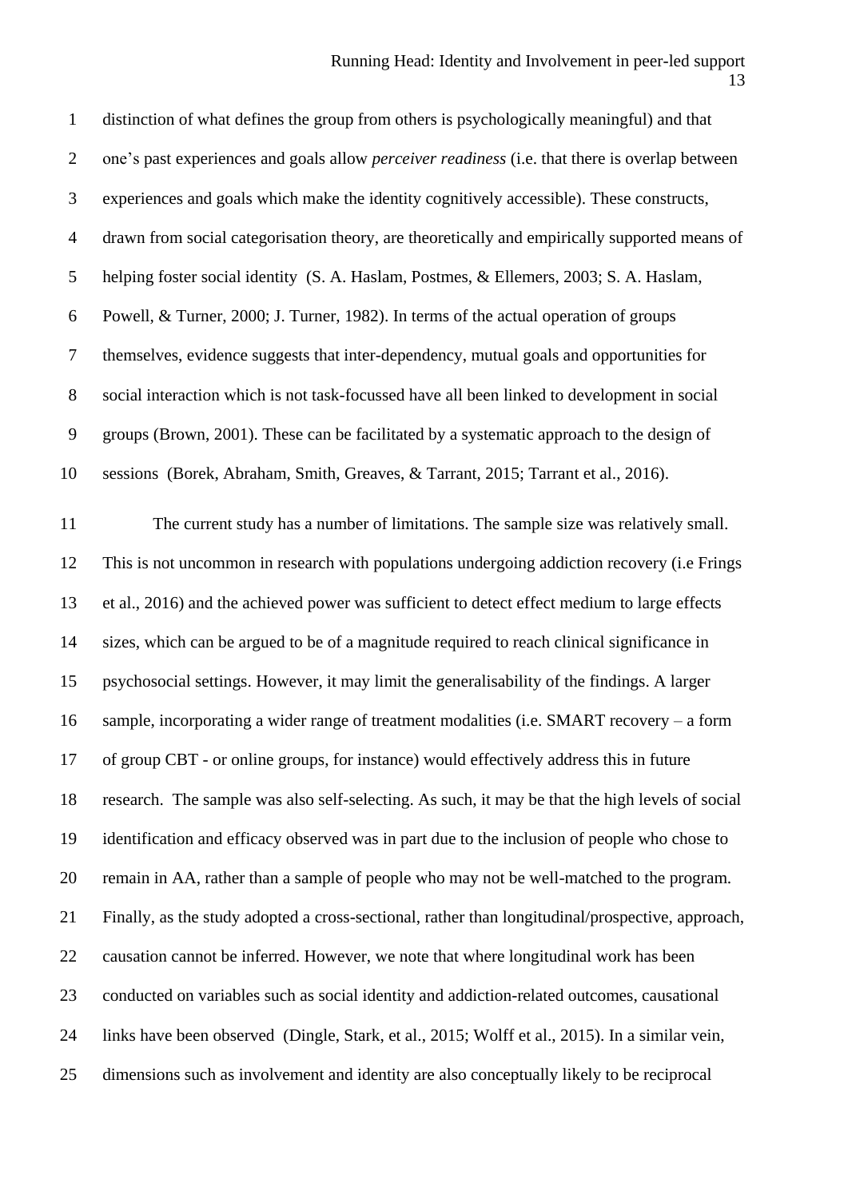distinction of what defines the group from others is psychologically meaningful) and that one's past experiences and goals allow *perceiver readiness* (i.e. that there is overlap between experiences and goals which make the identity cognitively accessible). These constructs, drawn from social categorisation theory, are theoretically and empirically supported means of helping foster social identity (S. A. Haslam, Postmes, & Ellemers, 2003; S. A. Haslam, Powell, & Turner, 2000; J. Turner, 1982). In terms of the actual operation of groups themselves, evidence suggests that inter-dependency, mutual goals and opportunities for social interaction which is not task-focussed have all been linked to development in social groups (Brown, 2001). These can be facilitated by a systematic approach to the design of sessions (Borek, Abraham, Smith, Greaves, & Tarrant, 2015; Tarrant et al., 2016).

The current study has a number of limitations. The sample size was relatively small. This is not uncommon in research with populations undergoing addiction recovery (i.e Frings et al., 2016) and the achieved power was sufficient to detect effect medium to large effects sizes, which can be argued to be of a magnitude required to reach clinical significance in psychosocial settings. However, it may limit the generalisability of the findings. A larger sample, incorporating a wider range of treatment modalities (i.e. SMART recovery – a form of group CBT - or online groups, for instance) would effectively address this in future research. The sample was also self-selecting. As such, it may be that the high levels of social identification and efficacy observed was in part due to the inclusion of people who chose to remain in AA, rather than a sample of people who may not be well-matched to the program. Finally, as the study adopted a cross-sectional, rather than longitudinal/prospective, approach, causation cannot be inferred. However, we note that where longitudinal work has been conducted on variables such as social identity and addiction-related outcomes, causational links have been observed (Dingle, Stark, et al., 2015; Wolff et al., 2015). In a similar vein, dimensions such as involvement and identity are also conceptually likely to be reciprocal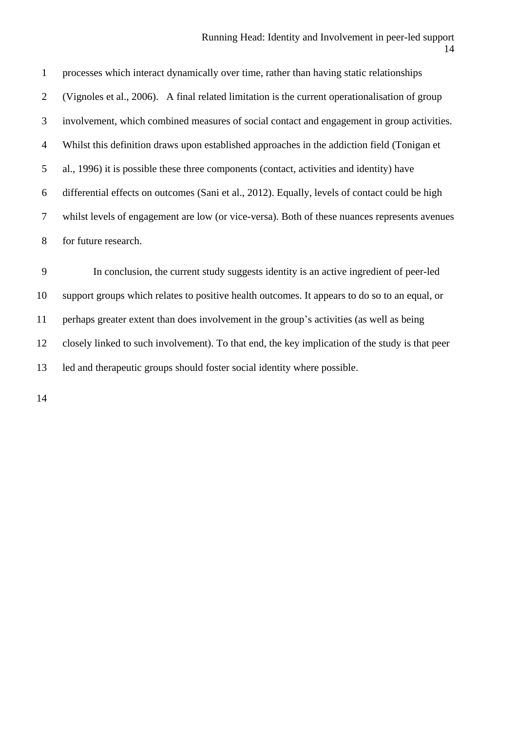processes which interact dynamically over time, rather than having static relationships (Vignoles et al., 2006). A final related limitation is the current operationalisation of group involvement, which combined measures of social contact and engagement in group activities. Whilst this definition draws upon established approaches in the addiction field (Tonigan et al., 1996) it is possible these three components (contact, activities and identity) have differential effects on outcomes (Sani et al., 2012). Equally, levels of contact could be high whilst levels of engagement are low (or vice-versa). Both of these nuances represents avenues for future research.

In conclusion, the current study suggests identity is an active ingredient of peer-led support groups which relates to positive health outcomes. It appears to do so to an equal, or perhaps greater extent than does involvement in the group's activities (as well as being closely linked to such involvement). To that end, the key implication of the study is that peer led and therapeutic groups should foster social identity where possible.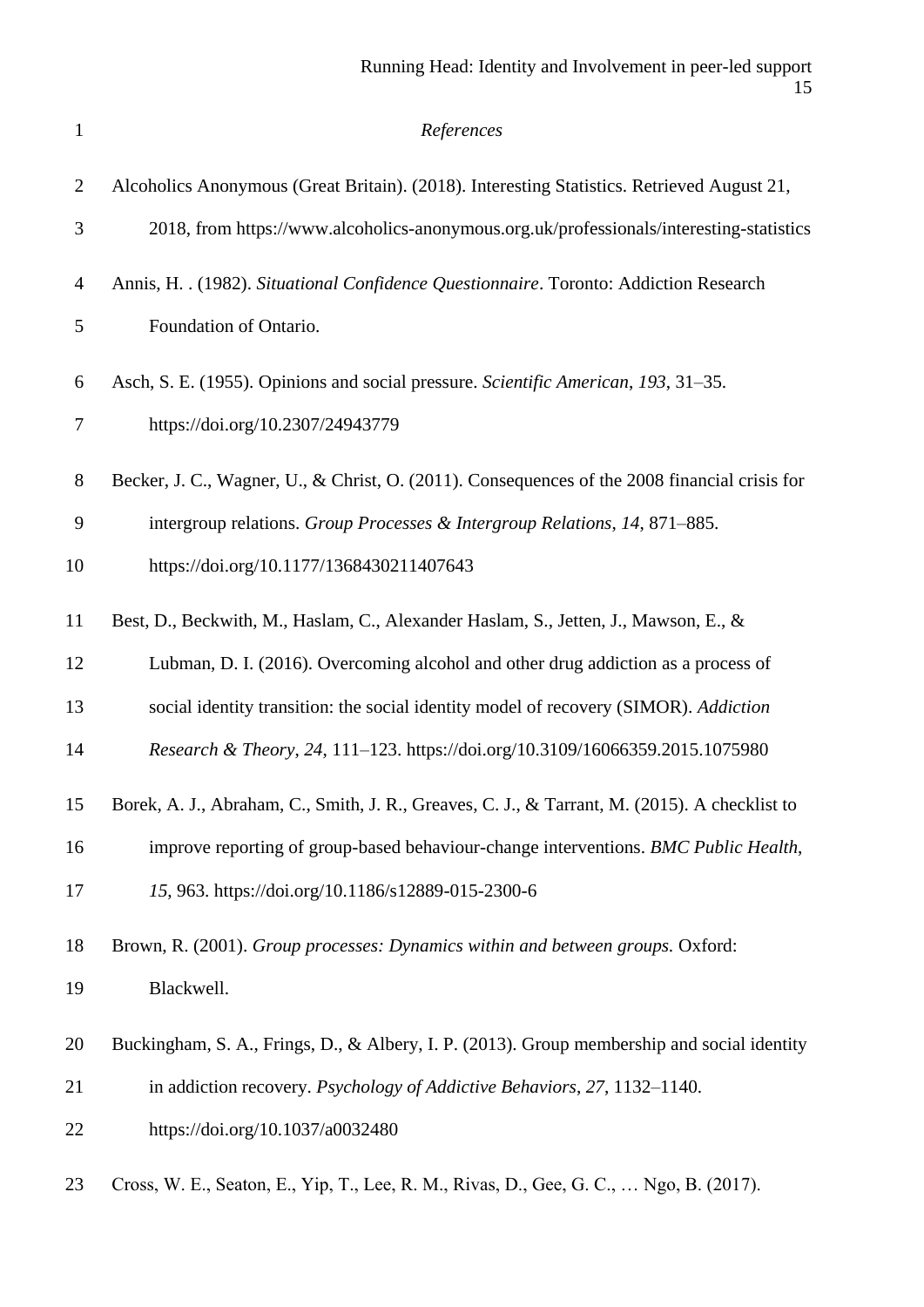*References*

Alcoholics Anonymous (Great Britain). (2018). Interesting Statistics. Retrieved August 21, 2018, from https://www.alcoholics-anonymous.org.uk/professionals/interesting-statistics

Annis, H. . (1982). *Situational Confidence Questionnaire*. Toronto: Addiction Research Foundation of Ontario.

Asch, S. E. (1955). Opinions and social pressure. *Scientific American*, *193*, 31–35. https://doi.org/10.2307/24943779

Becker, J. C., Wagner, U., & Christ, O. (2011). Consequences of the 2008 financial crisis for intergroup relations. *Group Processes & Intergroup Relations*, *14*, 871–885. https://doi.org/10.1177/1368430211407643

Best, D., Beckwith, M., Haslam, C., Alexander Haslam, S., Jetten, J., Mawson, E., & Lubman, D. I. (2016). Overcoming alcohol and other drug addiction as a process of social identity transition: the social identity model of recovery (SIMOR). *Addiction Research & Theory*, *24*, 111–123. https://doi.org/10.3109/16066359.2015.1075980

Borek, A. J., Abraham, C., Smith, J. R., Greaves, C. J., & Tarrant, M. (2015). A checklist to improve reporting of group-based behaviour-change interventions. *BMC Public Health*, *15*, 963. https://doi.org/10.1186/s12889-015-2300-6

Brown, R. (2001). *Group processes: Dynamics within and between groups.* Oxford: Blackwell.

Buckingham, S. A., Frings, D., & Albery, I. P. (2013). Group membership and social identity in addiction recovery. *Psychology of Addictive Behaviors*, *27*, 1132–1140. https://doi.org/10.1037/a0032480

Cross, W. E., Seaton, E., Yip, T., Lee, R. M., Rivas, D., Gee, G. C., … Ngo, B. (2017).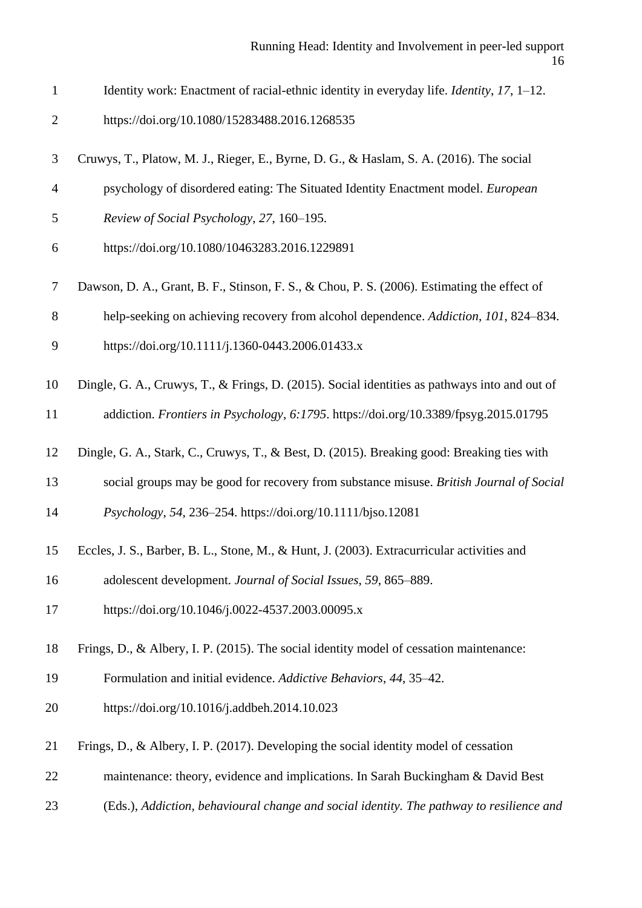Identity work: Enactment of racial-ethnic identity in everyday life. *Identity*, *17*, 1–12. https://doi.org/10.1080/15283488.2016.1268535

Cruwys, T., Platow, M. J., Rieger, E., Byrne, D. G., & Haslam, S. A. (2016). The social psychology of disordered eating: The Situated Identity Enactment model. *European Review of Social Psychology*, *27*, 160–195. https://doi.org/10.1080/10463283.2016.1229891

Dawson, D. A., Grant, B. F., Stinson, F. S., & Chou, P. S. (2006). Estimating the effect of help-seeking on achieving recovery from alcohol dependence. *Addiction*, *101*, 824–834. https://doi.org/10.1111/j.1360-0443.2006.01433.x

Dingle, G. A., Cruwys, T., & Frings, D. (2015). Social identities as pathways into and out of addiction. *Frontiers in Psychology*, *6:1795*. https://doi.org/10.3389/fpsyg.2015.01795

Dingle, G. A., Stark, C., Cruwys, T., & Best, D. (2015). Breaking good: Breaking ties with social groups may be good for recovery from substance misuse. *British Journal of Social Psychology*, *54*, 236–254. https://doi.org/10.1111/bjso.12081

Eccles, J. S., Barber, B. L., Stone, M., & Hunt, J. (2003). Extracurricular activities and adolescent development. *Journal of Social Issues*, *59*, 865–889. https://doi.org/10.1046/j.0022-4537.2003.00095.x

Frings, D., & Albery, I. P. (2015). The social identity model of cessation maintenance: Formulation and initial evidence. *Addictive Behaviors*, *44*, 35–42. https://doi.org/10.1016/j.addbeh.2014.10.023

Frings, D., & Albery, I. P. (2017). Developing the social identity model of cessation maintenance: theory, evidence and implications. In Sarah Buckingham & David Best (Eds.), *Addiction, behavioural change and social identity. The pathway to resilience and*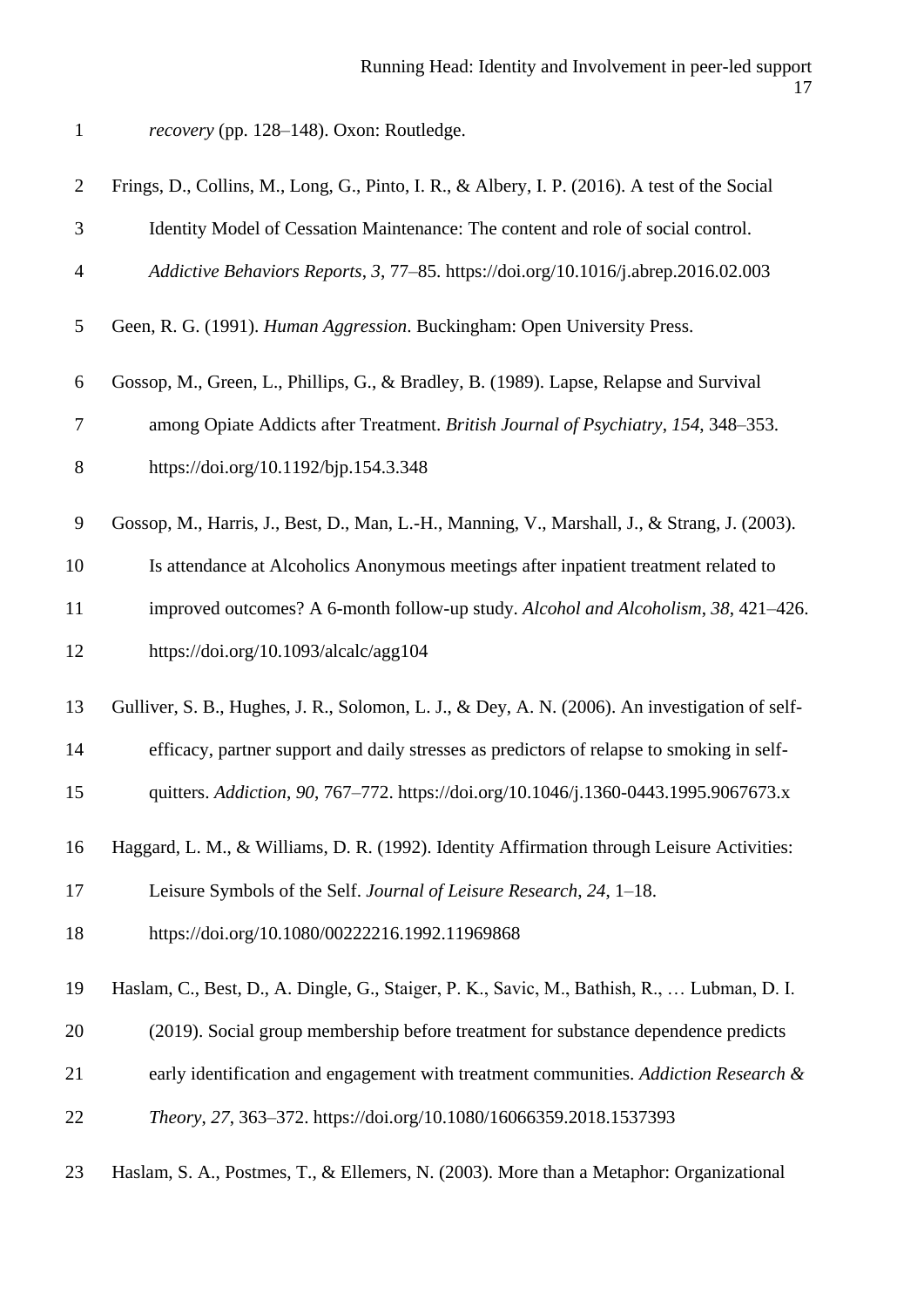*recovery* (pp. 128–148). Oxon: Routledge.

Frings, D., Collins, M., Long, G., Pinto, I. R., & Albery, I. P. (2016). A test of the Social Identity Model of Cessation Maintenance: The content and role of social control. *Addictive Behaviors Reports*, *3*, 77–85. https://doi.org/10.1016/j.abrep.2016.02.003

Geen, R. G. (1991). *Human Aggression*. Buckingham: Open University Press.

Gossop, M., Green, L., Phillips, G., & Bradley, B. (1989). Lapse, Relapse and Survival among Opiate Addicts after Treatment. *British Journal of Psychiatry*, *154*, 348–353. https://doi.org/10.1192/bjp.154.3.348

Gossop, M., Harris, J., Best, D., Man, L.-H., Manning, V., Marshall, J., & Strang, J. (2003). Is attendance at Alcoholics Anonymous meetings after inpatient treatment related to improved outcomes? A 6-month follow-up study. *Alcohol and Alcoholism*, *38*, 421–426. https://doi.org/10.1093/alcalc/agg104

Gulliver, S. B., Hughes, J. R., Solomon, L. J., & Dey, A. N. (2006). An investigation of self-efficacy, partner support and daily stresses as predictors of relapse to smoking in self-quitters. *Addiction*, *90*, 767–772. https://doi.org/10.1046/j.1360-0443.1995.9067673.x

Haggard, L. M., & Williams, D. R. (1992). Identity Affirmation through Leisure Activities: Leisure Symbols of the Self. *Journal of Leisure Research*, *24*, 1–18. https://doi.org/10.1080/00222216.1992.11969868

Haslam, C., Best, D., A. Dingle, G., Staiger, P. K., Savic, M., Bathish, R., … Lubman, D. I. (2019). Social group membership before treatment for substance dependence predicts early identification and engagement with treatment communities. *Addiction Research & Theory*, *27*, 363–372. https://doi.org/10.1080/16066359.2018.1537393

Haslam, S. A., Postmes, T., & Ellemers, N. (2003). More than a Metaphor: Organizational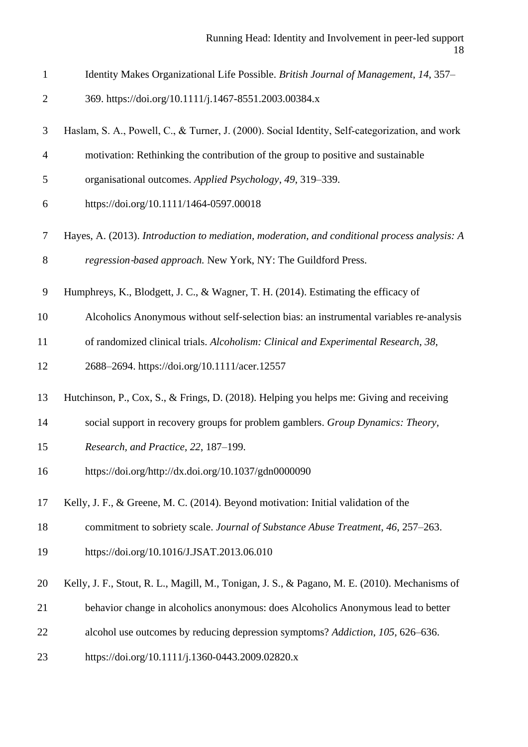Identity Makes Organizational Life Possible. *British Journal of Management*, *14*, 357–369. https://doi.org/10.1111/j.1467-8551.2003.00384.x

Haslam, S. A., Powell, C., & Turner, J. (2000). Social Identity, Self-categorization, and work motivation: Rethinking the contribution of the group to positive and sustainable organisational outcomes. *Applied Psychology*, *49*, 319–339. https://doi.org/10.1111/1464-0597.00018

Hayes, A. (2013). *Introduction to mediation, moderation, and conditional process analysis: A regression‐based approach.* New York, NY: The Guildford Press.

Humphreys, K., Blodgett, J. C., & Wagner, T. H. (2014). Estimating the efficacy of Alcoholics Anonymous without self-selection bias: an instrumental variables re-analysis of randomized clinical trials. *Alcoholism: Clinical and Experimental Research*, *38*, 2688–2694. https://doi.org/10.1111/acer.12557

Hutchinson, P., Cox, S., & Frings, D. (2018). Helping you helps me: Giving and receiving social support in recovery groups for problem gamblers. *Group Dynamics: Theory, Research, and Practice*, *22*, 187–199. https://doi.org/http://dx.doi.org/10.1037/gdn0000090

Kelly, J. F., & Greene, M. C. (2014). Beyond motivation: Initial validation of the commitment to sobriety scale. *Journal of Substance Abuse Treatment*, *46*, 257–263. https://doi.org/10.1016/J.JSAT.2013.06.010

Kelly, J. F., Stout, R. L., Magill, M., Tonigan, J. S., & Pagano, M. E. (2010). Mechanisms of behavior change in alcoholics anonymous: does Alcoholics Anonymous lead to better alcohol use outcomes by reducing depression symptoms? *Addiction*, *105*, 626–636. https://doi.org/10.1111/j.1360-0443.2009.02820.x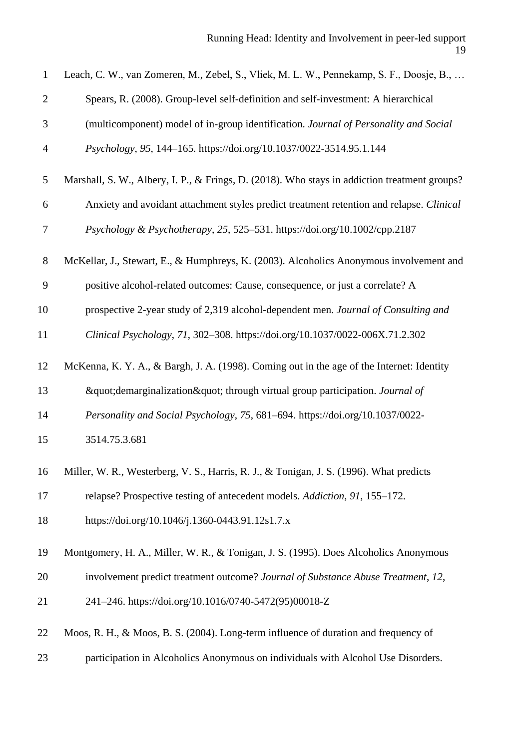Leach, C. W., van Zomeren, M., Zebel, S., Vliek, M. L. W., Pennekamp, S. F., Doosje, B., … Spears, R. (2008). Group-level self-definition and self-investment: A hierarchical (multicomponent) model of in-group identification. *Journal of Personality and Social Psychology*, *95*, 144–165. https://doi.org/10.1037/0022-3514.95.1.144

Marshall, S. W., Albery, I. P., & Frings, D. (2018). Who stays in addiction treatment groups? Anxiety and avoidant attachment styles predict treatment retention and relapse. *Clinical Psychology & Psychotherapy*, *25*, 525–531. https://doi.org/10.1002/cpp.2187

McKellar, J., Stewart, E., & Humphreys, K. (2003). Alcoholics Anonymous involvement and positive alcohol-related outcomes: Cause, consequence, or just a correlate? A prospective 2-year study of 2,319 alcohol-dependent men. *Journal of Consulting and Clinical Psychology*, *71*, 302–308. https://doi.org/10.1037/0022-006X.71.2.302

McKenna, K. Y. A., & Bargh, J. A. (1998). Coming out in the age of the Internet: Identity &quot;demarginalization&quot; through virtual group participation. *Journal of Personality and Social Psychology*, *75*, 681–694. https://doi.org/10.1037/0022-3514.75.3.681

Miller, W. R., Westerberg, V. S., Harris, R. J., & Tonigan, J. S. (1996). What predicts relapse? Prospective testing of antecedent models. *Addiction*, *91*, 155–172. https://doi.org/10.1046/j.1360-0443.91.12s1.7.x

Montgomery, H. A., Miller, W. R., & Tonigan, J. S. (1995). Does Alcoholics Anonymous involvement predict treatment outcome? *Journal of Substance Abuse Treatment*, *12*, 241–246. https://doi.org/10.1016/0740-5472(95)00018-Z

Moos, R. H., & Moos, B. S. (2004). Long-term influence of duration and frequency of participation in Alcoholics Anonymous on individuals with Alcohol Use Disorders.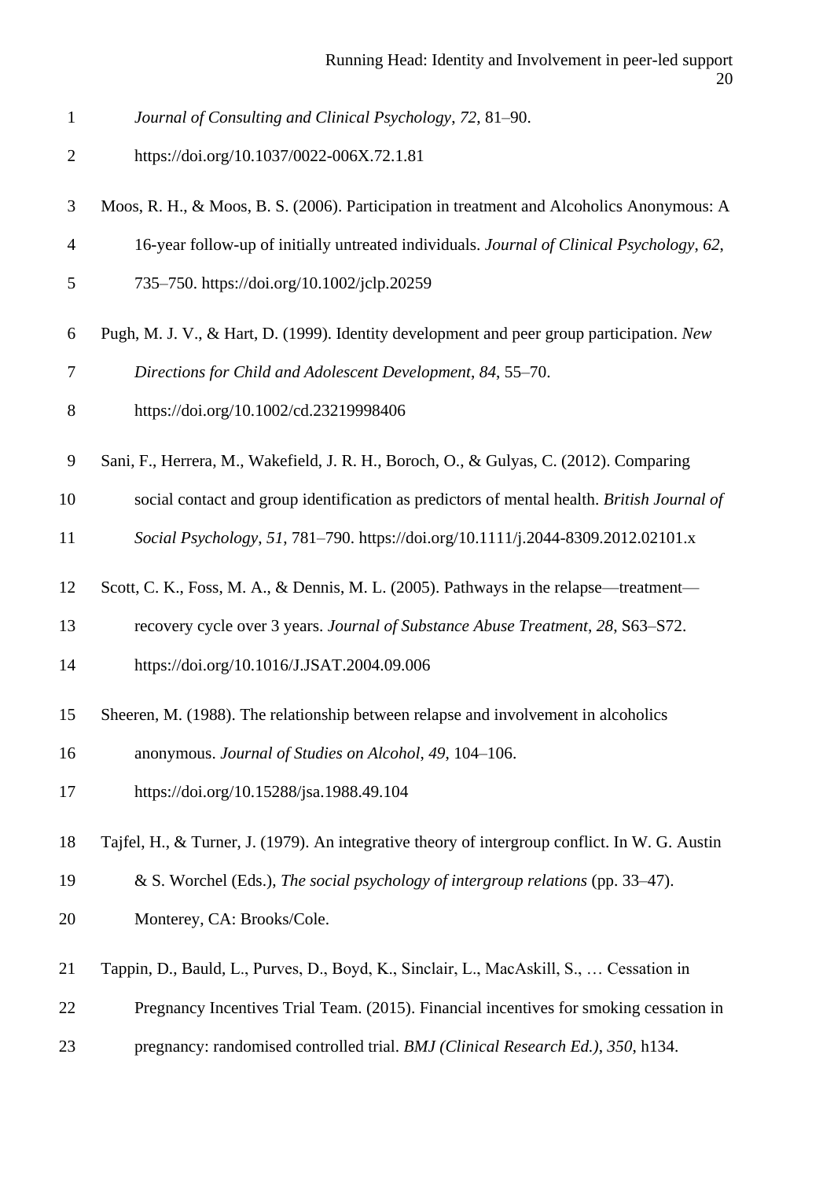*Journal of Consulting and Clinical Psychology*, *72*, 81–90. https://doi.org/10.1037/0022-006X.72.1.81

Moos, R. H., & Moos, B. S. (2006). Participation in treatment and Alcoholics Anonymous: A 16-year follow-up of initially untreated individuals. *Journal of Clinical Psychology*, *62*, 735–750. https://doi.org/10.1002/jclp.20259

Pugh, M. J. V., & Hart, D. (1999). Identity development and peer group participation. *New Directions for Child and Adolescent Development*, *84*, 55–70. https://doi.org/10.1002/cd.23219998406

Sani, F., Herrera, M., Wakefield, J. R. H., Boroch, O., & Gulyas, C. (2012). Comparing social contact and group identification as predictors of mental health. *British Journal of Social Psychology*, *51*, 781–790. https://doi.org/10.1111/j.2044-8309.2012.02101.x

Scott, C. K., Foss, M. A., & Dennis, M. L. (2005). Pathways in the relapse—treatment—recovery cycle over 3 years. *Journal of Substance Abuse Treatment*, *28*, S63–S72. https://doi.org/10.1016/J.JSAT.2004.09.006

Sheeren, M. (1988). The relationship between relapse and involvement in alcoholics anonymous. *Journal of Studies on Alcohol*, *49*, 104–106. https://doi.org/10.15288/jsa.1988.49.104

Tajfel, H., & Turner, J. (1979). An integrative theory of intergroup conflict. In W. G. Austin & S. Worchel (Eds.), *The social psychology of intergroup relations* (pp. 33–47). Monterey, CA: Brooks/Cole.

Tappin, D., Bauld, L., Purves, D., Boyd, K., Sinclair, L., MacAskill, S., … Cessation in Pregnancy Incentives Trial Team. (2015). Financial incentives for smoking cessation in pregnancy: randomised controlled trial. *BMJ (Clinical Research Ed.)*, *350*, h134.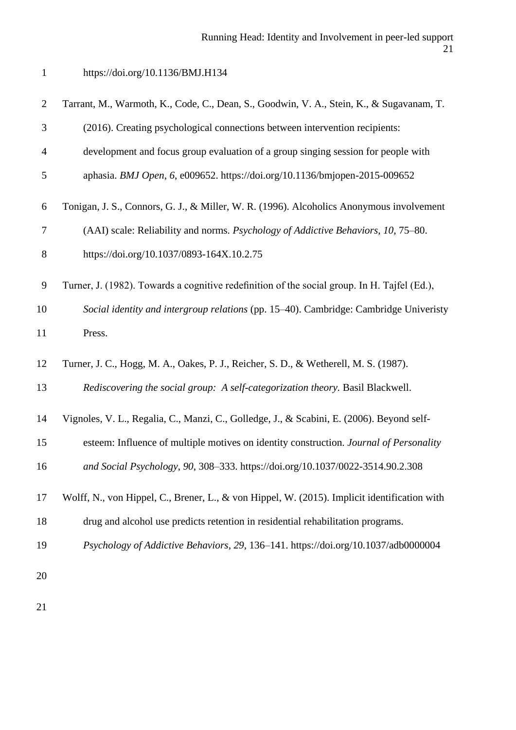https://doi.org/10.1136/BMJ.H134

Tarrant, M., Warmoth, K., Code, C., Dean, S., Goodwin, V. A., Stein, K., & Sugavanam, T. (2016). Creating psychological connections between intervention recipients: development and focus group evaluation of a group singing session for people with aphasia. *BMJ Open*, *6*, e009652. https://doi.org/10.1136/bmjopen-2015-009652

Tonigan, J. S., Connors, G. J., & Miller, W. R. (1996). Alcoholics Anonymous involvement (AAI) scale: Reliability and norms. *Psychology of Addictive Behaviors*, *10*, 75–80. https://doi.org/10.1037/0893-164X.10.2.75

Turner, J. (1982). Towards a cognitive redefinition of the social group. In H. Tajfel (Ed.), *Social identity and intergroup relations* (pp. 15–40). Cambridge: Cambridge Univeristy Press.

Turner, J. C., Hogg, M. A., Oakes, P. J., Reicher, S. D., & Wetherell, M. S. (1987). *Rediscovering the social group: A self-categorization theory*. Basil Blackwell.

Vignoles, V. L., Regalia, C., Manzi, C., Golledge, J., & Scabini, E. (2006). Beyond self-esteem: Influence of multiple motives on identity construction. *Journal of Personality and Social Psychology*, *90*, 308–333. https://doi.org/10.1037/0022-3514.90.2.308

Wolff, N., von Hippel, C., Brener, L., & von Hippel, W. (2015). Implicit identification with drug and alcohol use predicts retention in residential rehabilitation programs. *Psychology of Addictive Behaviors*, *29*, 136–141. https://doi.org/10.1037/adb0000004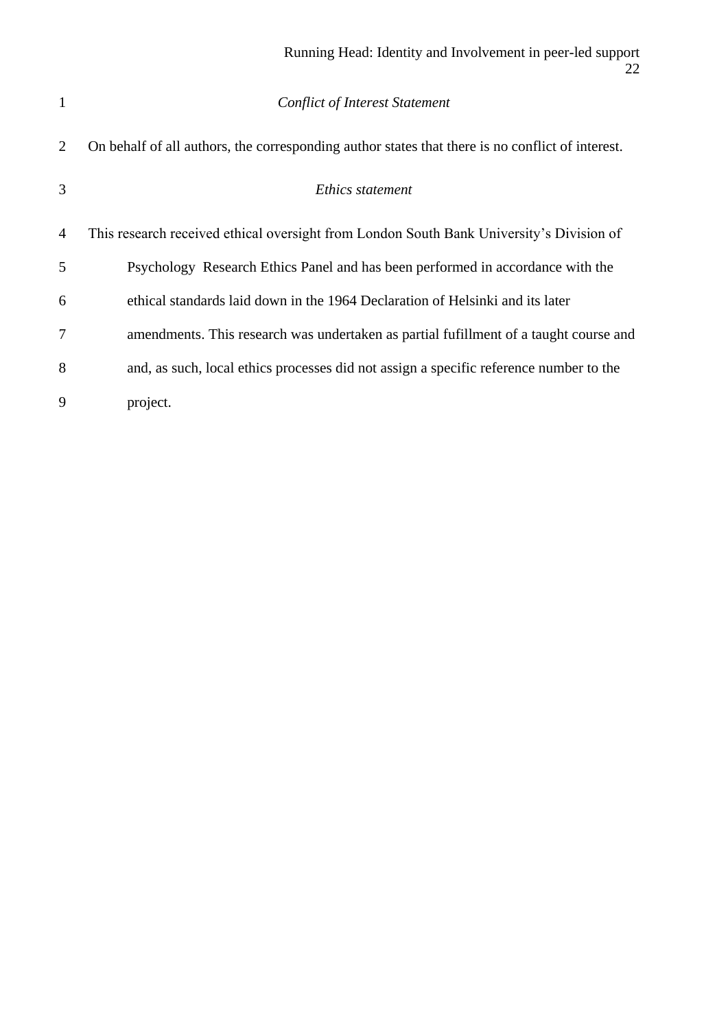*Conflict of Interest Statement*

On behalf of all authors, the corresponding author states that there is no conflict of interest.

*Ethics statement*

This research received ethical oversight from London South Bank University's Division of Psychology Research Ethics Panel and has been performed in accordance with the ethical standards laid down in the 1964 Declaration of Helsinki and its later amendments. This research was undertaken as partial fufillment of a taught course and and, as such, local ethics processes did not assign a specific reference number to the project.